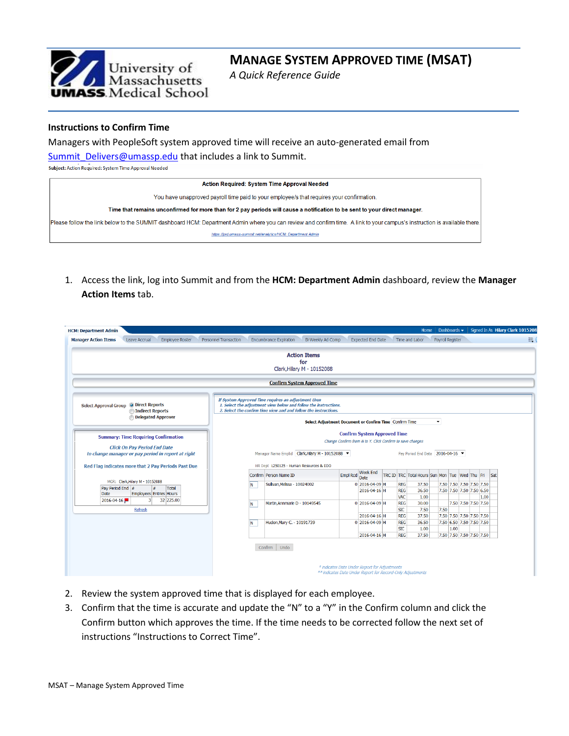# MANAGE SYSTEM APPROVED TIME (MSAT)

*A Quick Reference Guide*

## Instructions to Confirm Time

Managers with PeopleSoft system approved time will receive an auto-generated email from Summit_Delivers@umassp.edu that includes a link to Summit.

Subject: Action Required: System Time Approval Needed

> **Action Required: System Time Approval Needed**
>
> You have unapproved payroll time paid to your employee/s that requires your confirmation.
>
> **Time that remains unconfirmed for more than for 2 pay periods will cause a notification to be sent to your direct manager.**
>
> Please follow the link below to the SUMMIT dashboard HCM: Department Admin where you can review and confirm time. A link to your campus's instruction is available there.
>
> https://prd.umass-summit.net/analytics/HCM_Department Admin

1. Access the link, log into Summit and from the **HCM: Department Admin** dashboard, review the **Manager Action Items** tab.

HCM: Department Admin | Home | Dashboards | Signed In As Hilary Clark 1015208

Manager Action Items | Leave Accrual | Employee Roster | Personnel Transaction | Encumbrance Expiration | Bi-Weekly Ad Comp | Expected End Date | Time and Labor | Payroll Register

**Action Items for Clark,Hilary M - 10152088**

**Confirm System Approved Time**

Select Approval Group: (•) Direct Reports ( ) Indirect Reports ( ) Delegated Approver

*If System Approved Time requires an adjustment then*
*1. Select the adjustment view below and follow the instructions.*
*2. Select the confirm time view and and follow the instructions.*

Select Adjustment Document or Confirm Time: Confirm Time

**Summary: Time Requiring Confirmation**

*Click On Pay Period End Date to change manager or pay period in report at right*

Red Flag indicates more that 2 Pay Periods Past Due

MGR: Clark,Hilary M - 10152088

| Pay Period End Date | # Employees | # Entries | Total Hours |
|---|---|---|---|
| 2016-04-16 | 3 | 32 | 225.00 |

Refresh

**Confirm System Approved Time**

*Change Confirm from N to Y. Click Confirm to save changes*

Manager Name Emplid: Clark,Hilary M - 10152088 | Pay Period End Date: 2016-04-16

HR Dept: L250125 - Human Resources & EOO

| Confirm | Person Name ID | Empl Rcd | Week End Date | TRC ID | TRC | Total Hours | Sun | Mon | Tue | Wed | Thu | Fri | Sat |
|---|---|---|---|---|---|---|---|---|---|---|---|---|---|
| N | Sullvan,Melissa - 10024002 | 0 | 2016-04-09 | H | REG | 37.50 | | 7.50 | 7.50 | 7.50 | 7.50 | 7.50 | |
| | | | 2016-04-16 | H | REG | 36.50 | | 7.50 | 7.50 | 7.50 | 7.50 | 6.50 | |
| | | | | | VAC | 1.00 | | | | | | 1.00 | |
| N | Martin,Annmarie D - 10149545 | 0 | 2016-04-09 | H | REG | 30.00 | | | 7.50 | 7.50 | 7.50 | 7.50 | |
| | | | | | SIC | 7.50 | | 7.50 | | | | | |
| | | | 2016-04-16 | H | REG | 37.50 | | 7.50 | 7.50 | 7.50 | 7.50 | 7.50 | |
| N | Hudon,Mary C. - 10191739 | 0 | 2016-04-09 | H | REG | 36.50 | | 7.50 | 6.50 | 7.50 | 7.50 | 7.50 | |
| | | | | | SIC | 1.00 | | | 1.00 | | | | |
| | | | 2016-04-16 | H | REG | 37.50 | | 7.50 | 7.50 | 7.50 | 7.50 | 7.50 | |

Confirm | Undo

*\* indicates Date Under Report for Adjustments*
*\*\* indicates Date Under Report for Record-Only Adjustments*

2. Review the system approved time that is displayed for each employee.
3. Confirm that the time is accurate and update the "N" to a "Y" in the Confirm column and click the Confirm button which approves the time. If the time needs to be corrected follow the next set of instructions "Instructions to Correct Time".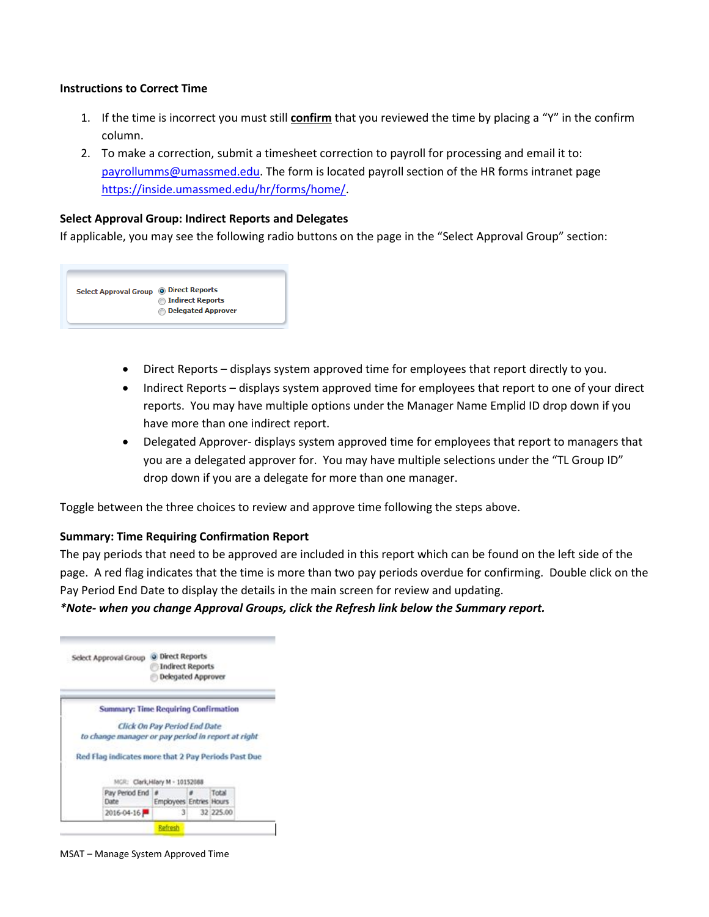**Instructions to Correct Time**

1. If the time is incorrect you must still **confirm** that you reviewed the time by placing a "Y" in the confirm column.
2. To make a correction, submit a timesheet correction to payroll for processing and email it to: payrollumms@umassmed.edu. The form is located payroll section of the HR forms intranet page https://inside.umassmed.edu/hr/forms/home/.

**Select Approval Group: Indirect Reports and Delegates**

If applicable, you may see the following radio buttons on the page in the "Select Approval Group" section:

- Direct Reports – displays system approved time for employees that report directly to you.
- Indirect Reports – displays system approved time for employees that report to one of your direct reports. You may have multiple options under the Manager Name Emplid ID drop down if you have more than one indirect report.
- Delegated Approver- displays system approved time for employees that report to managers that you are a delegated approver for. You may have multiple selections under the "TL Group ID" drop down if you are a delegate for more than one manager.

Toggle between the three choices to review and approve time following the steps above.

**Summary: Time Requiring Confirmation Report**

The pay periods that need to be approved are included in this report which can be found on the left side of the page. A red flag indicates that the time is more than two pay periods overdue for confirming. Double click on the Pay Period End Date to display the details in the main screen for review and updating.

***\*Note- when you change Approval Groups, click the Refresh link below the Summary report.***